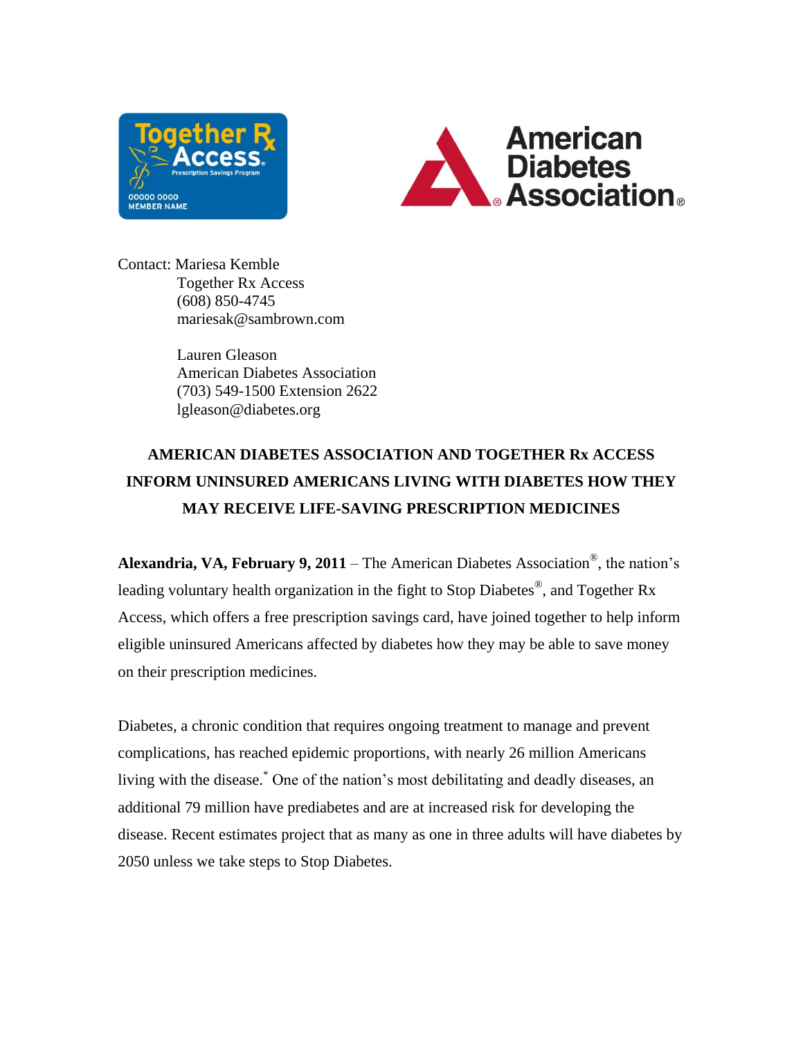Contact: Mariesa Kemble
Together Rx Access
(608) 850-4745
mariesak@sambrown.com

Lauren Gleason
American Diabetes Association
(703) 549-1500 Extension 2622
lgleason@diabetes.org

**AMERICAN DIABETES ASSOCIATION AND TOGETHER Rx ACCESS INFORM UNINSURED AMERICANS LIVING WITH DIABETES HOW THEY MAY RECEIVE LIFE-SAVING PRESCRIPTION MEDICINES**

**Alexandria, VA, February 9, 2011** – The American Diabetes Association®, the nation's leading voluntary health organization in the fight to Stop Diabetes®, and Together Rx Access, which offers a free prescription savings card, have joined together to help inform eligible uninsured Americans affected by diabetes how they may be able to save money on their prescription medicines.

Diabetes, a chronic condition that requires ongoing treatment to manage and prevent complications, has reached epidemic proportions, with nearly 26 million Americans living with the disease.[*] One of the nation's most debilitating and deadly diseases, an additional 79 million have prediabetes and are at increased risk for developing the disease. Recent estimates project that as many as one in three adults will have diabetes by 2050 unless we take steps to Stop Diabetes.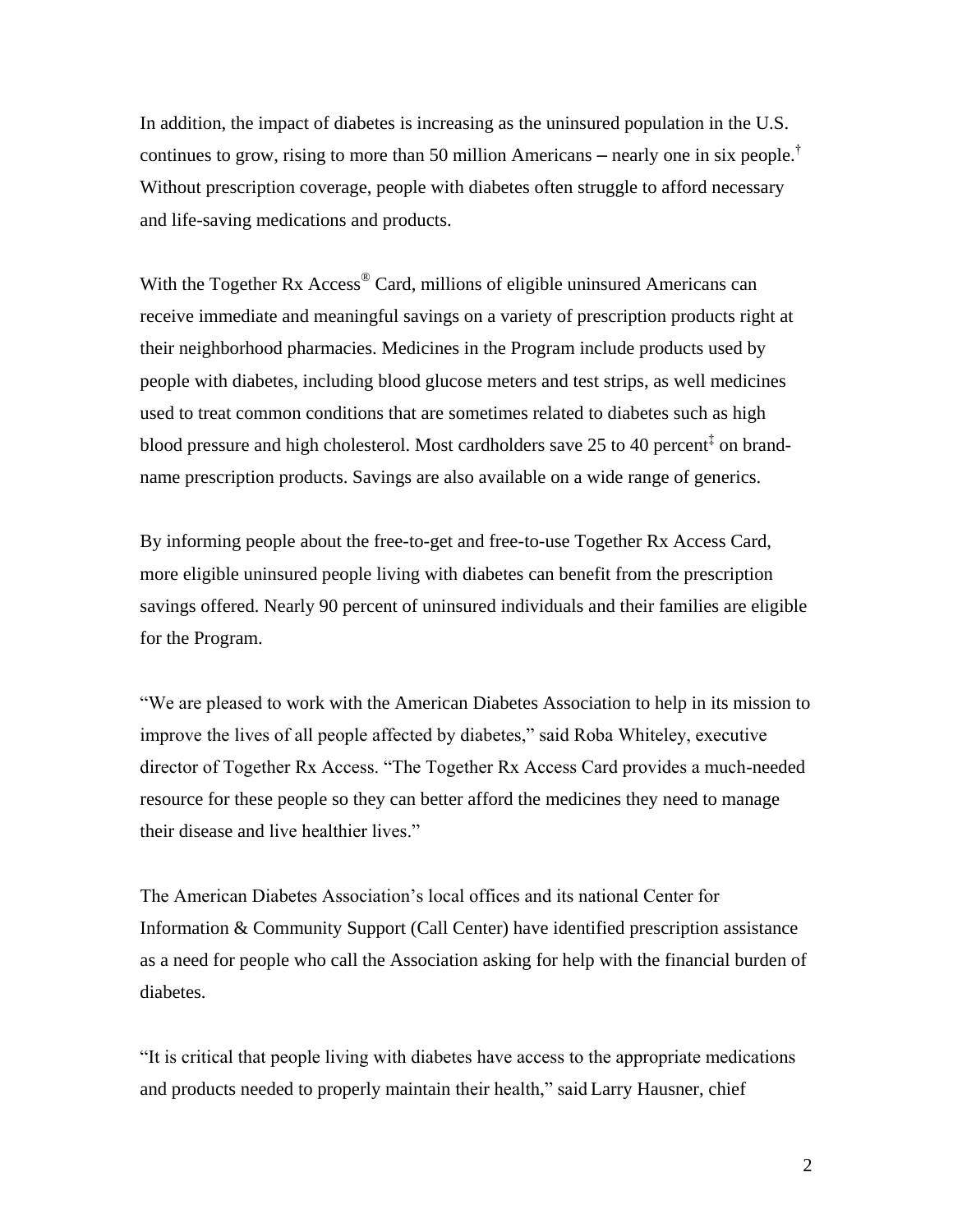In addition, the impact of diabetes is increasing as the uninsured population in the U.S. continues to grow, rising to more than 50 million Americans – nearly one in six people.[†] Without prescription coverage, people with diabetes often struggle to afford necessary and life-saving medications and products.

With the Together Rx Access® Card, millions of eligible uninsured Americans can receive immediate and meaningful savings on a variety of prescription products right at their neighborhood pharmacies. Medicines in the Program include products used by people with diabetes, including blood glucose meters and test strips, as well medicines used to treat common conditions that are sometimes related to diabetes such as high blood pressure and high cholesterol. Most cardholders save 25 to 40 percent[‡] on brand-name prescription products. Savings are also available on a wide range of generics.

By informing people about the free-to-get and free-to-use Together Rx Access Card, more eligible uninsured people living with diabetes can benefit from the prescription savings offered. Nearly 90 percent of uninsured individuals and their families are eligible for the Program.

"We are pleased to work with the American Diabetes Association to help in its mission to improve the lives of all people affected by diabetes," said Roba Whiteley, executive director of Together Rx Access. "The Together Rx Access Card provides a much-needed resource for these people so they can better afford the medicines they need to manage their disease and live healthier lives."

The American Diabetes Association's local offices and its national Center for Information & Community Support (Call Center) have identified prescription assistance as a need for people who call the Association asking for help with the financial burden of diabetes.

"It is critical that people living with diabetes have access to the appropriate medications and products needed to properly maintain their health," said Larry Hausner, chief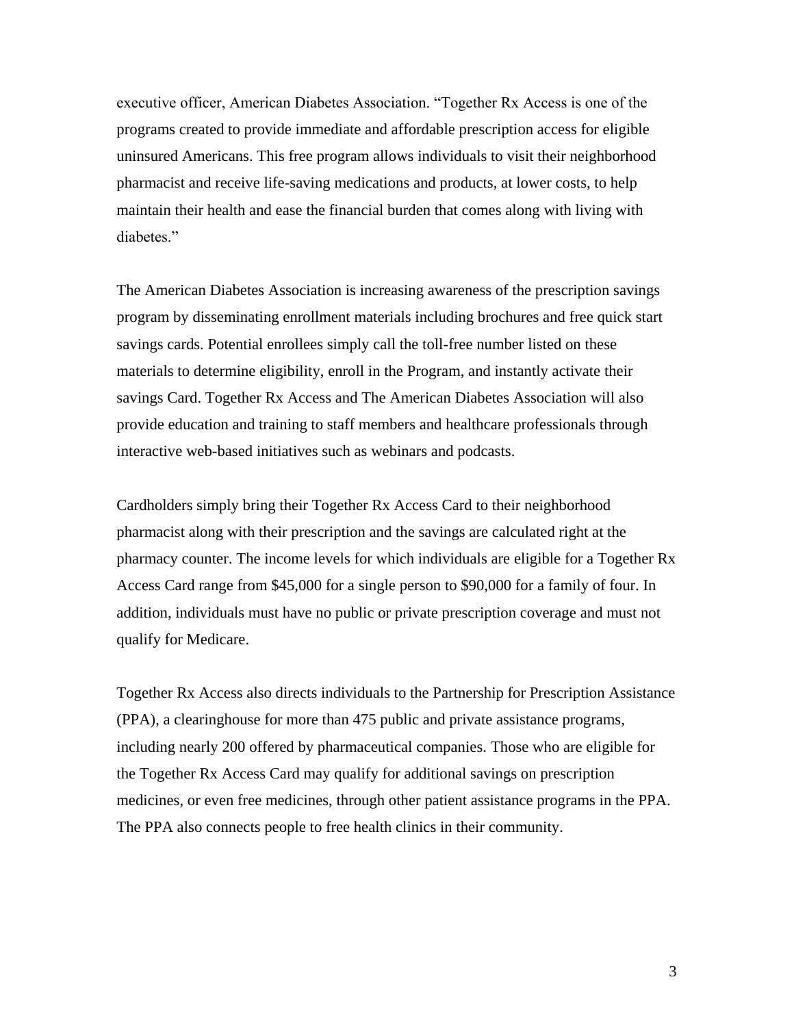executive officer, American Diabetes Association. "Together Rx Access is one of the programs created to provide immediate and affordable prescription access for eligible uninsured Americans. This free program allows individuals to visit their neighborhood pharmacist and receive life-saving medications and products, at lower costs, to help maintain their health and ease the financial burden that comes along with living with diabetes."

The American Diabetes Association is increasing awareness of the prescription savings program by disseminating enrollment materials including brochures and free quick start savings cards. Potential enrollees simply call the toll-free number listed on these materials to determine eligibility, enroll in the Program, and instantly activate their savings Card. Together Rx Access and The American Diabetes Association will also provide education and training to staff members and healthcare professionals through interactive web-based initiatives such as webinars and podcasts.

Cardholders simply bring their Together Rx Access Card to their neighborhood pharmacist along with their prescription and the savings are calculated right at the pharmacy counter. The income levels for which individuals are eligible for a Together Rx Access Card range from $45,000 for a single person to $90,000 for a family of four. In addition, individuals must have no public or private prescription coverage and must not qualify for Medicare.

Together Rx Access also directs individuals to the Partnership for Prescription Assistance (PPA), a clearinghouse for more than 475 public and private assistance programs, including nearly 200 offered by pharmaceutical companies. Those who are eligible for the Together Rx Access Card may qualify for additional savings on prescription medicines, or even free medicines, through other patient assistance programs in the PPA. The PPA also connects people to free health clinics in their community.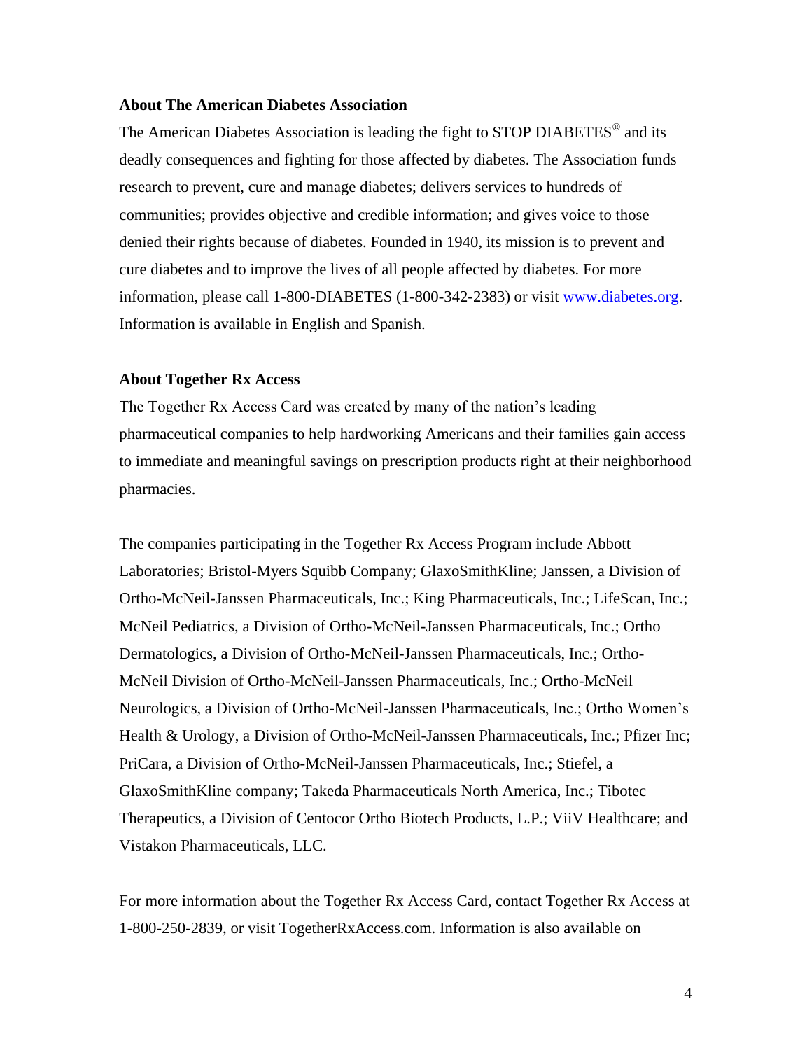**About The American Diabetes Association**

The American Diabetes Association is leading the fight to STOP DIABETES® and its deadly consequences and fighting for those affected by diabetes. The Association funds research to prevent, cure and manage diabetes; delivers services to hundreds of communities; provides objective and credible information; and gives voice to those denied their rights because of diabetes. Founded in 1940, its mission is to prevent and cure diabetes and to improve the lives of all people affected by diabetes. For more information, please call 1-800-DIABETES (1-800-342-2383) or visit [www.diabetes.org](http://www.diabetes.org). Information is available in English and Spanish.

**About Together Rx Access**

The Together Rx Access Card was created by many of the nation's leading pharmaceutical companies to help hardworking Americans and their families gain access to immediate and meaningful savings on prescription products right at their neighborhood pharmacies.

The companies participating in the Together Rx Access Program include Abbott Laboratories; Bristol-Myers Squibb Company; GlaxoSmithKline; Janssen, a Division of Ortho-McNeil-Janssen Pharmaceuticals, Inc.; King Pharmaceuticals, Inc.; LifeScan, Inc.; McNeil Pediatrics, a Division of Ortho-McNeil-Janssen Pharmaceuticals, Inc.; Ortho Dermatologics, a Division of Ortho-McNeil-Janssen Pharmaceuticals, Inc.; Ortho-McNeil Division of Ortho-McNeil-Janssen Pharmaceuticals, Inc.; Ortho-McNeil Neurologics, a Division of Ortho-McNeil-Janssen Pharmaceuticals, Inc.; Ortho Women's Health & Urology, a Division of Ortho-McNeil-Janssen Pharmaceuticals, Inc.; Pfizer Inc; PriCara, a Division of Ortho-McNeil-Janssen Pharmaceuticals, Inc.; Stiefel, a GlaxoSmithKline company; Takeda Pharmaceuticals North America, Inc.; Tibotec Therapeutics, a Division of Centocor Ortho Biotech Products, L.P.; ViiV Healthcare; and Vistakon Pharmaceuticals, LLC.

For more information about the Together Rx Access Card, contact Together Rx Access at 1-800-250-2839, or visit TogetherRxAccess.com. Information is also available on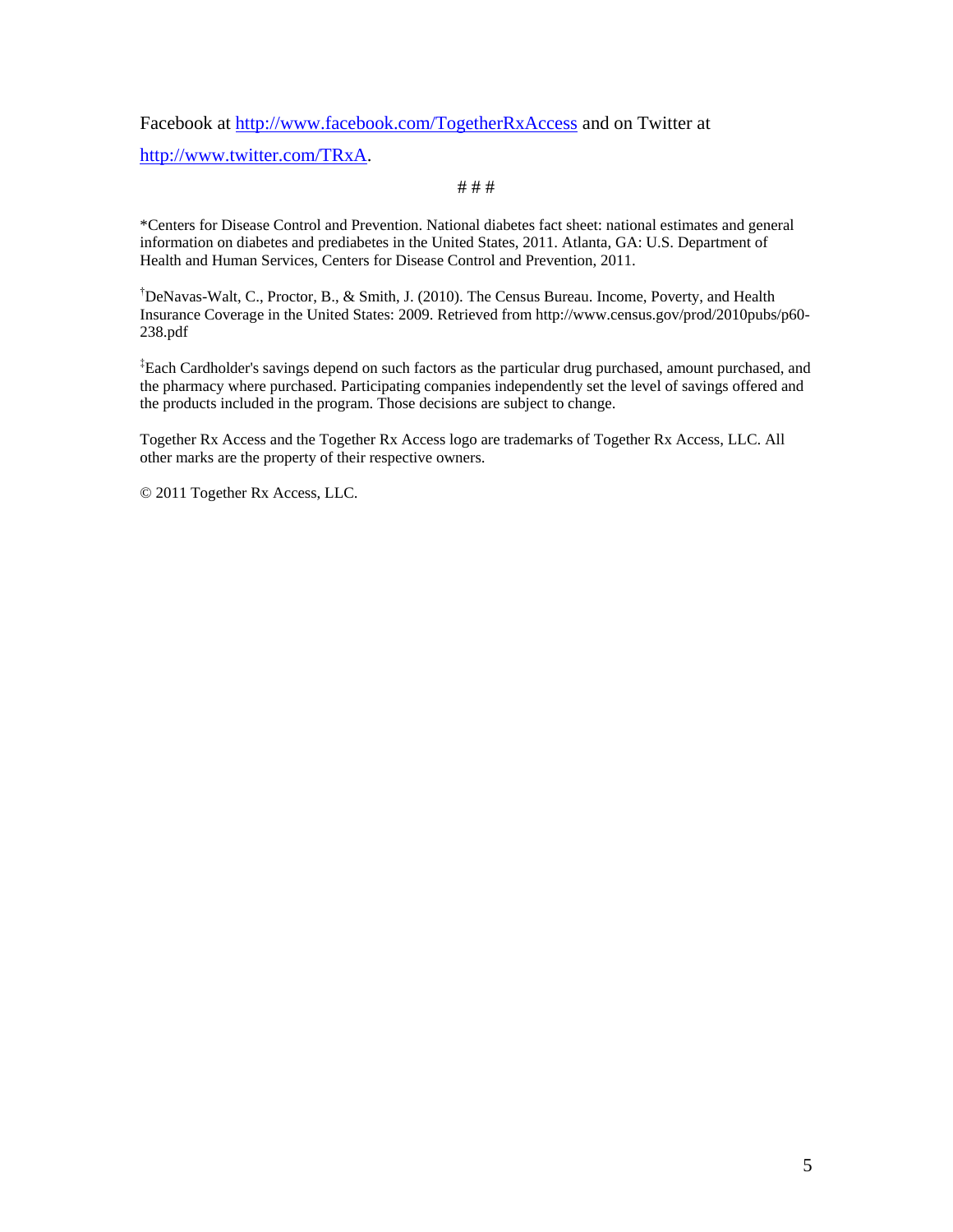Facebook at http://www.facebook.com/TogetherRxAccess and on Twitter at http://www.twitter.com/TRxA.

# # #

*Centers for Disease Control and Prevention. National diabetes fact sheet: national estimates and general information on diabetes and prediabetes in the United States, 2011. Atlanta, GA: U.S. Department of Health and Human Services, Centers for Disease Control and Prevention, 2011.

†DeNavas-Walt, C., Proctor, B., & Smith, J. (2010). The Census Bureau. Income, Poverty, and Health Insurance Coverage in the United States: 2009. Retrieved from http://www.census.gov/prod/2010pubs/p60-238.pdf

‡Each Cardholder's savings depend on such factors as the particular drug purchased, amount purchased, and the pharmacy where purchased. Participating companies independently set the level of savings offered and the products included in the program. Those decisions are subject to change.

Together Rx Access and the Together Rx Access logo are trademarks of Together Rx Access, LLC. All other marks are the property of their respective owners.

© 2011 Together Rx Access, LLC.